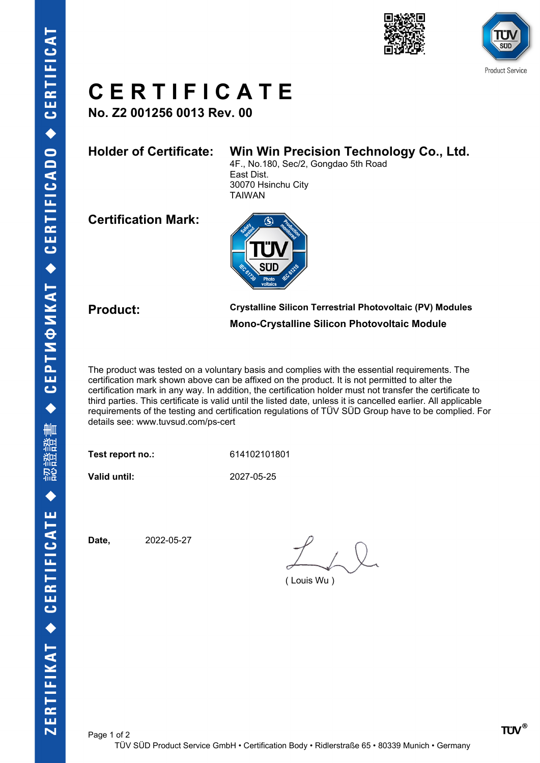# CERTIFICATE

**No. Z2 001256 0013 Rev. 00**

**Holder of Certificate:** **Win Win Precision Technology Co., Ltd.**
4F., No.180, Sec/2, Gongdao 5th Road
East Dist.
30070 Hsinchu City
TAIWAN

**Certification Mark:**

**Product:** **Crystalline Silicon Terrestrial Photovoltaic (PV) Modules**
**Mono-Crystalline Silicon Photovoltaic Module**

The product was tested on a voluntary basis and complies with the essential requirements. The certification mark shown above can be affixed on the product. It is not permitted to alter the certification mark in any way. In addition, the certification holder must not transfer the certificate to third parties. This certificate is valid until the listed date, unless it is cancelled earlier. All applicable requirements of the testing and certification regulations of TÜV SÜD Group have to be complied. For details see: www.tuvsud.com/ps-cert

**Test report no.:** 614102101801

**Valid until:** 2027-05-25

**Date,** 2022-05-27

( Louis Wu )

TÜV SÜD Product Service GmbH • Certification Body • Ridlerstraße 65 • 80339 Munich • Germany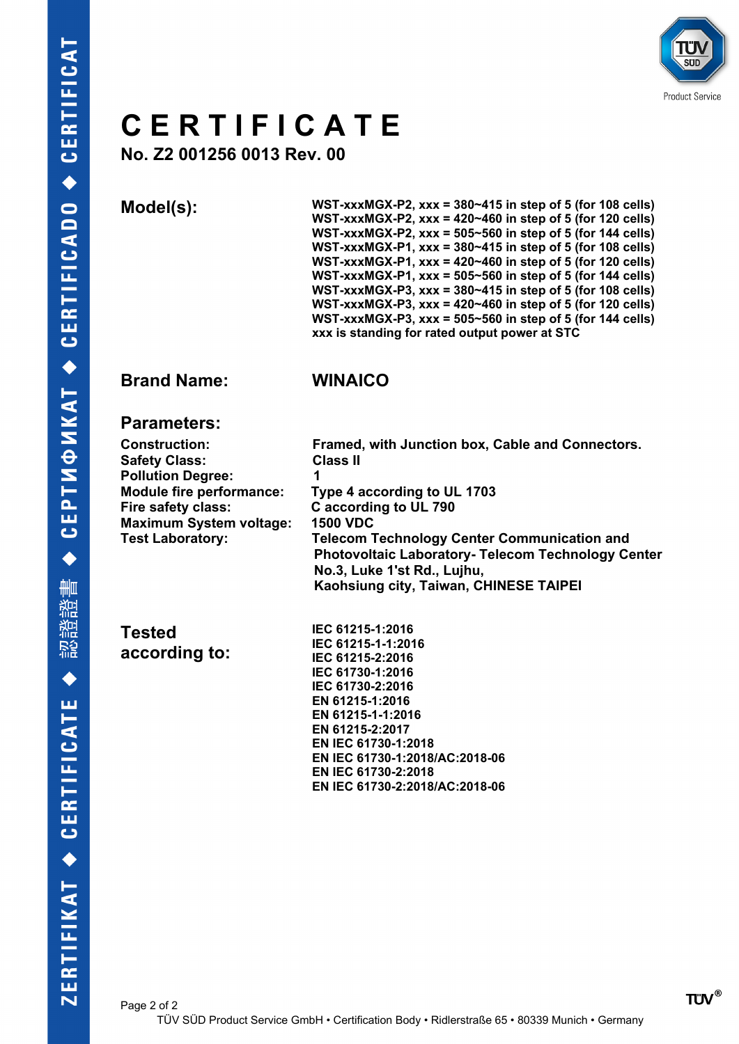# CERTIFICATE

**No. Z2 001256 0013 Rev. 00**

| | |
|---|---|
| **Model(s):** | **WST-xxxMGX-P2, xxx = 380~415 in step of 5 (for 108 cells)**<br>**WST-xxxMGX-P2, xxx = 420~460 in step of 5 (for 120 cells)**<br>**WST-xxxMGX-P2, xxx = 505~560 in step of 5 (for 144 cells)**<br>**WST-xxxMGX-P1, xxx = 380~415 in step of 5 (for 108 cells)**<br>**WST-xxxMGX-P1, xxx = 420~460 in step of 5 (for 120 cells)**<br>**WST-xxxMGX-P1, xxx = 505~560 in step of 5 (for 144 cells)**<br>**WST-xxxMGX-P3, xxx = 380~415 in step of 5 (for 108 cells)**<br>**WST-xxxMGX-P3, xxx = 420~460 in step of 5 (for 120 cells)**<br>**WST-xxxMGX-P3, xxx = 505~560 in step of 5 (for 144 cells)**<br>**xxx is standing for rated output power at STC** |
| **Brand Name:** | **WINAICO** |

## Parameters:

| | |
|---|---|
| **Construction:** | **Framed, with Junction box, Cable and Connectors.** |
| **Safety Class:** | **Class II** |
| **Pollution Degree:** | **1** |
| **Module fire performance:** | **Type 4 according to UL 1703** |
| **Fire safety class:** | **C according to UL 790** |
| **Maximum System voltage:** | **1500 VDC** |
| **Test Laboratory:** | **Telecom Technology Center Communication and Photovoltaic Laboratory- Telecom Technology Center No.3, Luke 1'st Rd., Lujhu, Kaohsiung city, Taiwan, CHINESE TAIPEI** |

| | |
|---|---|
| **Tested according to:** | **IEC 61215-1:2016**<br>**IEC 61215-1-1:2016**<br>**IEC 61215-2:2016**<br>**IEC 61730-1:2016**<br>**IEC 61730-2:2016**<br>**EN 61215-1:2016**<br>**EN 61215-1-1:2016**<br>**EN 61215-2:2017**<br>**EN IEC 61730-1:2018**<br>**EN IEC 61730-1:2018/AC:2018-06**<br>**EN IEC 61730-2:2018**<br>**EN IEC 61730-2:2018/AC:2018-06** |

TÜV SÜD Product Service GmbH • Certification Body • Ridlerstraße 65 • 80339 Munich • Germany